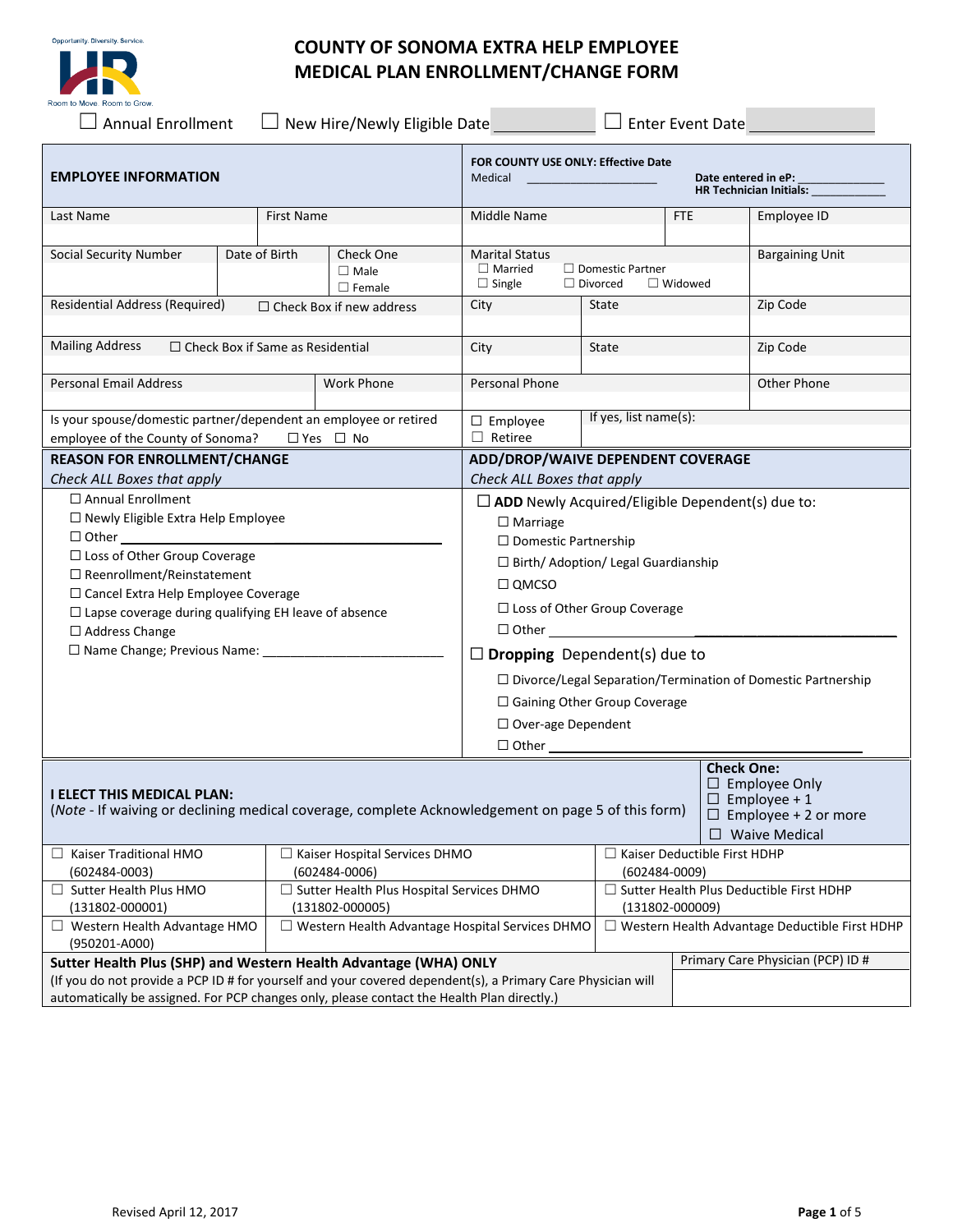# COUNTY OF SONOMA EXTRA HELP EMPLOYEE MEDICAL PLAN ENROLLMENT/CHANGE FORM

☐ Annual Enrollment ☐ New Hire/Newly Eligible Date __________ ☐ Enter Event Date __________

| **EMPLOYEE INFORMATION** | | | | **FOR COUNTY USE ONLY: Effective Date** Medical ____________ **Date entered in eP:** ____________ **HR Technician Initials:** ____________ | | |
|---|---|---|---|---|---|---|
| Last Name | First Name | | | Middle Name | FTE | Employee ID |
| Social Security Number | Date of Birth | Check One ☐ Male ☐ Female | | Marital Status ☐ Married ☐ Single ☐ Domestic Partner ☐ Divorced ☐ Widowed | | Bargaining Unit |
| Residential Address (Required) ☐ Check Box if new address | | | | City | State | Zip Code |
| Mailing Address ☐ Check Box if Same as Residential | | | | City | State | Zip Code |
| Personal Email Address | | Work Phone | | Personal Phone | | Other Phone |
| Is your spouse/domestic partner/dependent an employee or retired employee of the County of Sonoma? ☐ Yes ☐ No | | | | ☐ Employee ☐ Retiree | If yes, list name(s): | |

| **REASON FOR ENROLLMENT/CHANGE** *Check ALL Boxes that apply* | **ADD/DROP/WAIVE DEPENDENT COVERAGE** *Check ALL Boxes that apply* |
|---|---|
| ☐ Annual Enrollment<br>☐ Newly Eligible Extra Help Employee<br>☐ Other ____________<br>☐ Loss of Other Group Coverage<br>☐ Reenrollment/Reinstatement<br>☐ Cancel Extra Help Employee Coverage<br>☐ Lapse coverage during qualifying EH leave of absence<br>☐ Address Change<br>☐ Name Change; Previous Name: ____________ | ☐ **ADD** Newly Acquired/Eligible Dependent(s) due to:<br>☐ Marriage<br>☐ Domestic Partnership<br>☐ Birth/ Adoption/ Legal Guardianship<br>☐ QMCSO<br>☐ Loss of Other Group Coverage<br>☐ Other ____________<br>☐ **Dropping** Dependent(s) due to<br>☐ Divorce/Legal Separation/Termination of Domestic Partnership<br>☐ Gaining Other Group Coverage<br>☐ Over-age Dependent<br>☐ Other ____________ |

| **I ELECT THIS MEDICAL PLAN:** (*Note* - If waiving or declining medical coverage, complete Acknowledgement on page 5 of this form) | | **Check One:** ☐ Employee Only ☐ Employee + 1 ☐ Employee + 2 or more ☐ Waive Medical |
|---|---|---|
| ☐ Kaiser Traditional HMO (602484-0003) | ☐ Kaiser Hospital Services DHMO (602484-0006) | ☐ Kaiser Deductible First HDHP (602484-0009) |
| ☐ Sutter Health Plus HMO (131802-000001) | ☐ Sutter Health Plus Hospital Services DHMO (131802-000005) | ☐ Sutter Health Plus Deductible First HDHP (131802-000009) |
| ☐ Western Health Advantage HMO (950201-A000) | ☐ Western Health Advantage Hospital Services DHMO | ☐ Western Health Advantage Deductible First HDHP |
| **Sutter Health Plus (SHP) and Western Health Advantage (WHA) ONLY** (If you do not provide a PCP ID # for yourself and your covered dependent(s), a Primary Care Physician will automatically be assigned. For PCP changes only, please contact the Health Plan directly.) | | Primary Care Physician (PCP) ID # |

Revised April 12, 2017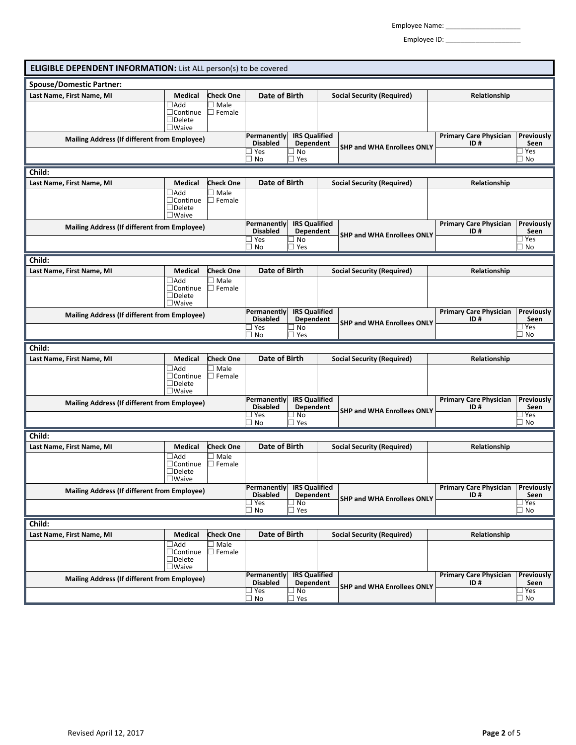Employee Name: ____________________

Employee ID: ____________________

## ELIGIBLE DEPENDENT INFORMATION: List ALL person(s) to be covered

**Spouse/Domestic Partner:**

| Last Name, First Name, MI | Medical | Check One | Date of Birth | Social Security (Required) | Relationship | |
|---|---|---|---|---|---|---|
| | ☐Add ☐Continue ☐Delete ☐Waive | ☐ Male ☐ Female | | | | |
| **Mailing Address (If different from Employee)** | | **Permanently Disabled** | **IRS Qualified Dependent** | **SHP and WHA Enrollees ONLY** | **Primary Care Physician ID #** | **Previously Seen** |
| | | ☐ Yes ☐ No | ☐ No ☐ Yes | | | ☐ Yes ☐ No |

**Child:**

| Last Name, First Name, MI | Medical | Check One | Date of Birth | Social Security (Required) | Relationship | |
|---|---|---|---|---|---|---|
| | ☐Add ☐Continue ☐Delete ☐Waive | ☐ Male ☐ Female | | | | |
| **Mailing Address (If different from Employee)** | | **Permanently Disabled** | **IRS Qualified Dependent** | **SHP and WHA Enrollees ONLY** | **Primary Care Physician ID #** | **Previously Seen** |
| | | ☐ Yes ☐ No | ☐ No ☐ Yes | | | ☐ Yes ☐ No |

**Child:**

| Last Name, First Name, MI | Medical | Check One | Date of Birth | Social Security (Required) | Relationship | |
|---|---|---|---|---|---|---|
| | ☐Add ☐Continue ☐Delete ☐Waive | ☐ Male ☐ Female | | | | |
| **Mailing Address (If different from Employee)** | | **Permanently Disabled** | **IRS Qualified Dependent** | **SHP and WHA Enrollees ONLY** | **Primary Care Physician ID #** | **Previously Seen** |
| | | ☐ Yes ☐ No | ☐ No ☐ Yes | | | ☐ Yes ☐ No |

**Child:**

| Last Name, First Name, MI | Medical | Check One | Date of Birth | Social Security (Required) | Relationship | |
|---|---|---|---|---|---|---|
| | ☐Add ☐Continue ☐Delete ☐Waive | ☐ Male ☐ Female | | | | |
| **Mailing Address (If different from Employee)** | | **Permanently Disabled** | **IRS Qualified Dependent** | **SHP and WHA Enrollees ONLY** | **Primary Care Physician ID #** | **Previously Seen** |
| | | ☐ Yes ☐ No | ☐ No ☐ Yes | | | ☐ Yes ☐ No |

**Child:**

| Last Name, First Name, MI | Medical | Check One | Date of Birth | Social Security (Required) | Relationship | |
|---|---|---|---|---|---|---|
| | ☐Add ☐Continue ☐Delete ☐Waive | ☐ Male ☐ Female | | | | |
| **Mailing Address (If different from Employee)** | | **Permanently Disabled** | **IRS Qualified Dependent** | **SHP and WHA Enrollees ONLY** | **Primary Care Physician ID #** | **Previously Seen** |
| | | ☐ Yes ☐ No | ☐ No ☐ Yes | | | ☐ Yes ☐ No |

**Child:**

| Last Name, First Name, MI | Medical | Check One | Date of Birth | Social Security (Required) | Relationship | |
|---|---|---|---|---|---|---|
| | ☐Add ☐Continue ☐Delete ☐Waive | ☐ Male ☐ Female | | | | |
| **Mailing Address (If different from Employee)** | | **Permanently Disabled** | **IRS Qualified Dependent** | **SHP and WHA Enrollees ONLY** | **Primary Care Physician ID #** | **Previously Seen** |
| | | ☐ Yes ☐ No | ☐ No ☐ Yes | | | ☐ Yes ☐ No |

Revised April 12, 2017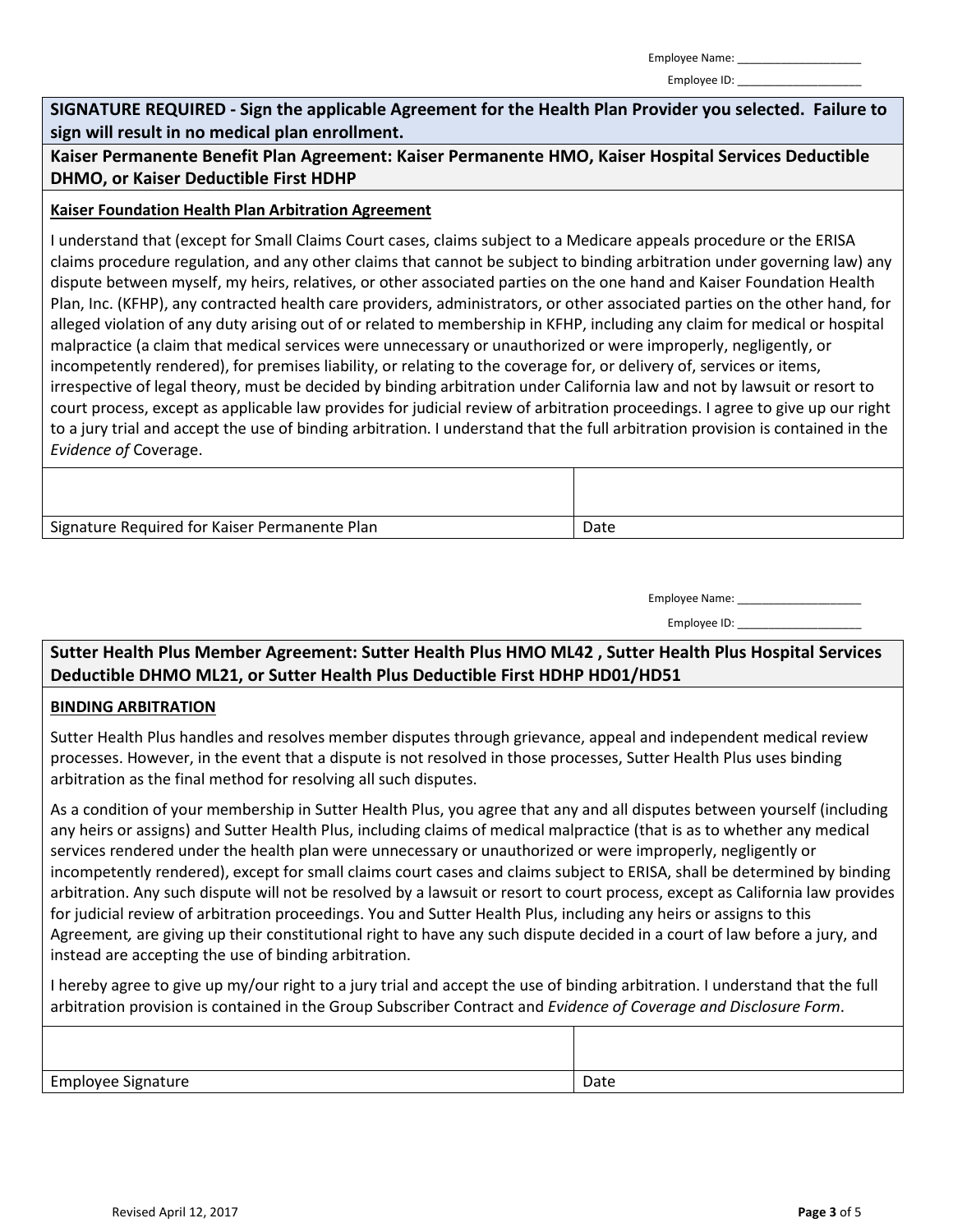Employee Name: ___________________

Employee ID: ___________________

**SIGNATURE REQUIRED - Sign the applicable Agreement for the Health Plan Provider you selected. Failure to sign will result in no medical plan enrollment.**

**Kaiser Permanente Benefit Plan Agreement: Kaiser Permanente HMO, Kaiser Hospital Services Deductible DHMO, or Kaiser Deductible First HDHP**

**Kaiser Foundation Health Plan Arbitration Agreement**

I understand that (except for Small Claims Court cases, claims subject to a Medicare appeals procedure or the ERISA claims procedure regulation, and any other claims that cannot be subject to binding arbitration under governing law) any dispute between myself, my heirs, relatives, or other associated parties on the one hand and Kaiser Foundation Health Plan, Inc. (KFHP), any contracted health care providers, administrators, or other associated parties on the other hand, for alleged violation of any duty arising out of or related to membership in KFHP, including any claim for medical or hospital malpractice (a claim that medical services were unnecessary or unauthorized or were improperly, negligently, or incompetently rendered), for premises liability, or relating to the coverage for, or delivery of, services or items, irrespective of legal theory, must be decided by binding arbitration under California law and not by lawsuit or resort to court process, except as applicable law provides for judicial review of arbitration proceedings. I agree to give up our right to a jury trial and accept the use of binding arbitration. I understand that the full arbitration provision is contained in the *Evidence of* Coverage.

| | |
|---|---|
| Signature Required for Kaiser Permanente Plan | Date |

Employee Name: ___________________

Employee ID: ___________________

**Sutter Health Plus Member Agreement: Sutter Health Plus HMO ML42 , Sutter Health Plus Hospital Services Deductible DHMO ML21, or Sutter Health Plus Deductible First HDHP HD01/HD51**

**BINDING ARBITRATION**

Sutter Health Plus handles and resolves member disputes through grievance, appeal and independent medical review processes. However, in the event that a dispute is not resolved in those processes, Sutter Health Plus uses binding arbitration as the final method for resolving all such disputes.

As a condition of your membership in Sutter Health Plus, you agree that any and all disputes between yourself (including any heirs or assigns) and Sutter Health Plus, including claims of medical malpractice (that is as to whether any medical services rendered under the health plan were unnecessary or unauthorized or were improperly, negligently or incompetently rendered), except for small claims court cases and claims subject to ERISA, shall be determined by binding arbitration. Any such dispute will not be resolved by a lawsuit or resort to court process, except as California law provides for judicial review of arbitration proceedings. You and Sutter Health Plus, including any heirs or assigns to this Agreement*,* are giving up their constitutional right to have any such dispute decided in a court of law before a jury, and instead are accepting the use of binding arbitration.

I hereby agree to give up my/our right to a jury trial and accept the use of binding arbitration. I understand that the full arbitration provision is contained in the Group Subscriber Contract and *Evidence of Coverage and Disclosure Form*.

| | |
|---|---|
| Employee Signature | Date |

Revised April 12, 2017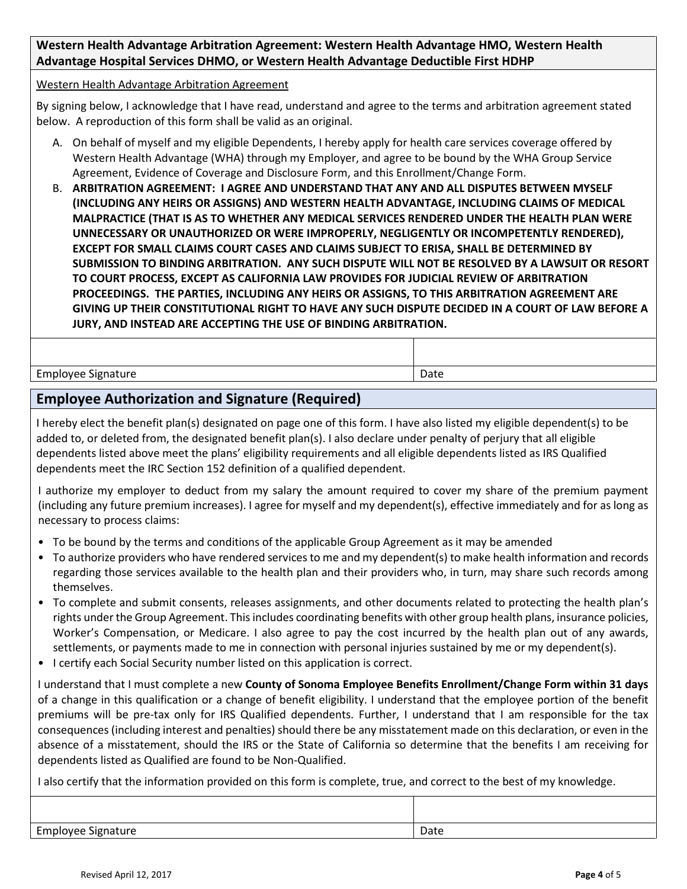**Western Health Advantage Arbitration Agreement: Western Health Advantage HMO, Western Health Advantage Hospital Services DHMO, or Western Health Advantage Deductible First HDHP**

Western Health Advantage Arbitration Agreement

By signing below, I acknowledge that I have read, understand and agree to the terms and arbitration agreement stated below. A reproduction of this form shall be valid as an original.

A. On behalf of myself and my eligible Dependents, I hereby apply for health care services coverage offered by Western Health Advantage (WHA) through my Employer, and agree to be bound by the WHA Group Service Agreement, Evidence of Coverage and Disclosure Form, and this Enrollment/Change Form.

B. **ARBITRATION AGREEMENT: I AGREE AND UNDERSTAND THAT ANY AND ALL DISPUTES BETWEEN MYSELF (INCLUDING ANY HEIRS OR ASSIGNS) AND WESTERN HEALTH ADVANTAGE, INCLUDING CLAIMS OF MEDICAL MALPRACTICE (THAT IS AS TO WHETHER ANY MEDICAL SERVICES RENDERED UNDER THE HEALTH PLAN WERE UNNECESSARY OR UNAUTHORIZED OR WERE IMPROPERLY, NEGLIGENTLY OR INCOMPETENTLY RENDERED), EXCEPT FOR SMALL CLAIMS COURT CASES AND CLAIMS SUBJECT TO ERISA, SHALL BE DETERMINED BY SUBMISSION TO BINDING ARBITRATION. ANY SUCH DISPUTE WILL NOT BE RESOLVED BY A LAWSUIT OR RESORT TO COURT PROCESS, EXCEPT AS CALIFORNIA LAW PROVIDES FOR JUDICIAL REVIEW OF ARBITRATION PROCEEDINGS. THE PARTIES, INCLUDING ANY HEIRS OR ASSIGNS, TO THIS ARBITRATION AGREEMENT ARE GIVING UP THEIR CONSTITUTIONAL RIGHT TO HAVE ANY SUCH DISPUTE DECIDED IN A COURT OF LAW BEFORE A JURY, AND INSTEAD ARE ACCEPTING THE USE OF BINDING ARBITRATION.**

| | |
|---|---|
| Employee Signature | Date |

## Employee Authorization and Signature (Required)

I hereby elect the benefit plan(s) designated on page one of this form. I have also listed my eligible dependent(s) to be added to, or deleted from, the designated benefit plan(s). I also declare under penalty of perjury that all eligible dependents listed above meet the plans' eligibility requirements and all eligible dependents listed as IRS Qualified dependents meet the IRC Section 152 definition of a qualified dependent.

I authorize my employer to deduct from my salary the amount required to cover my share of the premium payment (including any future premium increases). I agree for myself and my dependent(s), effective immediately and for as long as necessary to process claims:

- To be bound by the terms and conditions of the applicable Group Agreement as it may be amended
- To authorize providers who have rendered services to me and my dependent(s) to make health information and records regarding those services available to the health plan and their providers who, in turn, may share such records among themselves.
- To complete and submit consents, releases assignments, and other documents related to protecting the health plan's rights under the Group Agreement. This includes coordinating benefits with other group health plans, insurance policies, Worker's Compensation, or Medicare. I also agree to pay the cost incurred by the health plan out of any awards, settlements, or payments made to me in connection with personal injuries sustained by me or my dependent(s).
- I certify each Social Security number listed on this application is correct.

I understand that I must complete a new **County of Sonoma Employee Benefits Enrollment/Change Form within 31 days** of a change in this qualification or a change of benefit eligibility. I understand that the employee portion of the benefit premiums will be pre-tax only for IRS Qualified dependents. Further, I understand that I am responsible for the tax consequences (including interest and penalties) should there be any misstatement made on this declaration, or even in the absence of a misstatement, should the IRS or the State of California so determine that the benefits I am receiving for dependents listed as Qualified are found to be Non-Qualified.

I also certify that the information provided on this form is complete, true, and correct to the best of my knowledge.

| | |
|---|---|
| Employee Signature | Date |

Revised April 12, 2017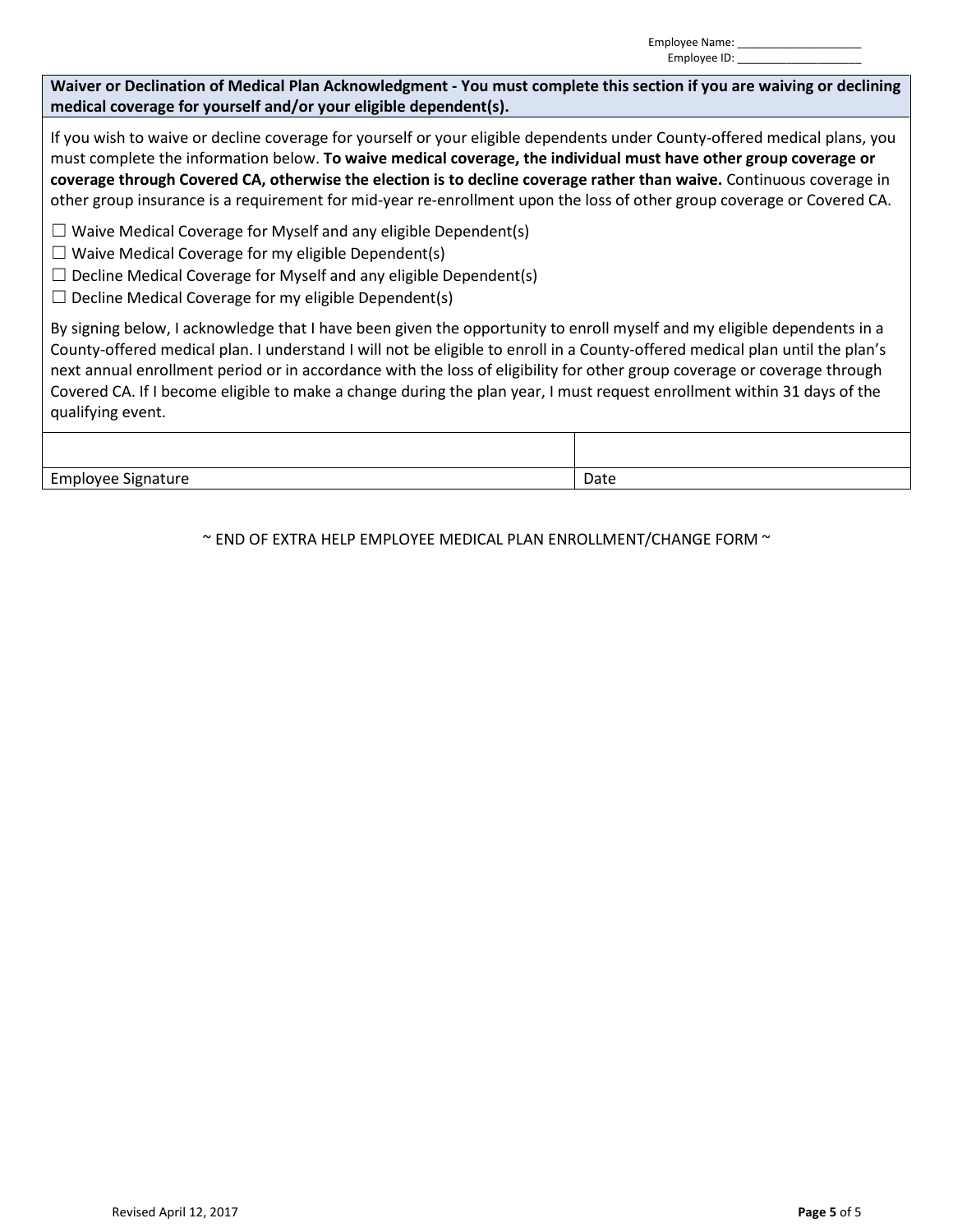Employee Name: ____________________
Employee ID: ____________________

**Waiver or Declination of Medical Plan Acknowledgment - You must complete this section if you are waiving or declining medical coverage for yourself and/or your eligible dependent(s).**

If you wish to waive or decline coverage for yourself or your eligible dependents under County-offered medical plans, you must complete the information below. **To waive medical coverage, the individual must have other group coverage or coverage through Covered CA, otherwise the election is to decline coverage rather than waive.** Continuous coverage in other group insurance is a requirement for mid-year re-enrollment upon the loss of other group coverage or Covered CA.

☐ Waive Medical Coverage for Myself and any eligible Dependent(s)
☐ Waive Medical Coverage for my eligible Dependent(s)
☐ Decline Medical Coverage for Myself and any eligible Dependent(s)
☐ Decline Medical Coverage for my eligible Dependent(s)

By signing below, I acknowledge that I have been given the opportunity to enroll myself and my eligible dependents in a County-offered medical plan. I understand I will not be eligible to enroll in a County-offered medical plan until the plan's next annual enrollment period or in accordance with the loss of eligibility for other group coverage or coverage through Covered CA. If I become eligible to make a change during the plan year, I must request enrollment within 31 days of the qualifying event.

| | |
|---|---|
| | |
| Employee Signature | Date |

~ END OF EXTRA HELP EMPLOYEE MEDICAL PLAN ENROLLMENT/CHANGE FORM ~

Revised April 12, 2017